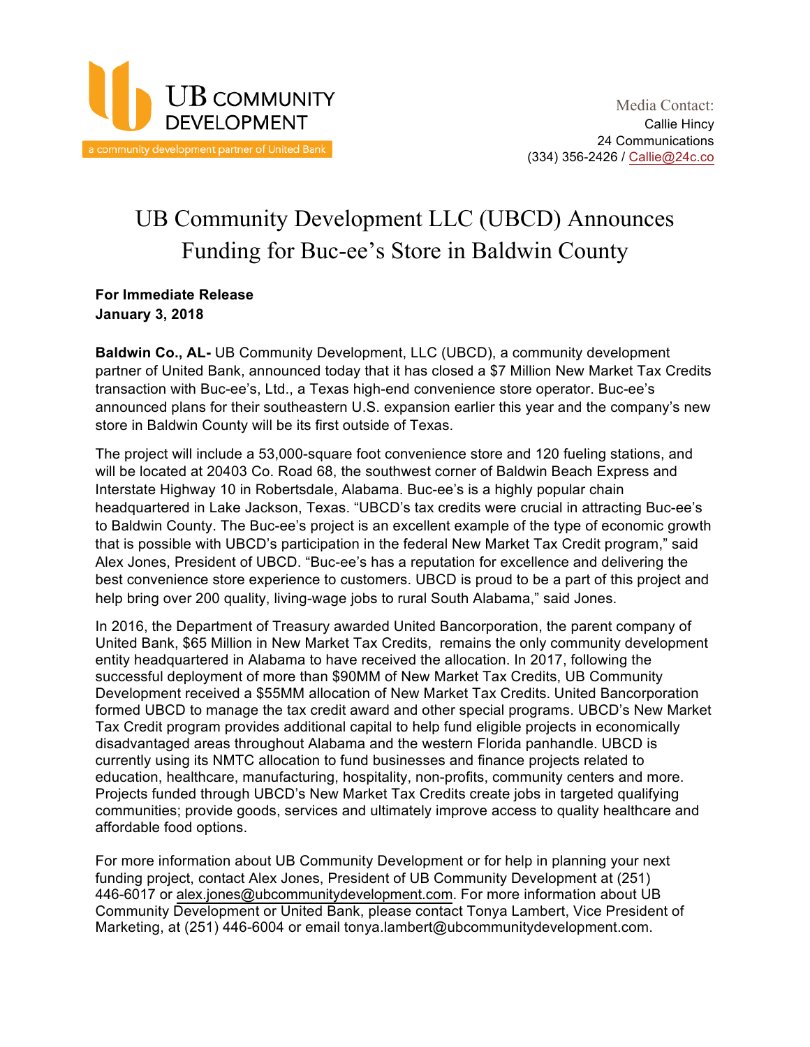UB COMMUNITY DEVELOPMENT

a community development partner of United Bank

Media Contact:
Callie Hincy
24 Communications
(334) 356-2426 / Callie@24c.co

# UB Community Development LLC (UBCD) Announces Funding for Buc-ee's Store in Baldwin County

**For Immediate Release**
**January 3, 2018**

**Baldwin Co., AL-** UB Community Development, LLC (UBCD), a community development partner of United Bank, announced today that it has closed a $7 Million New Market Tax Credits transaction with Buc-ee's, Ltd., a Texas high-end convenience store operator. Buc-ee's announced plans for their southeastern U.S. expansion earlier this year and the company's new store in Baldwin County will be its first outside of Texas.

The project will include a 53,000-square foot convenience store and 120 fueling stations, and will be located at 20403 Co. Road 68, the southwest corner of Baldwin Beach Express and Interstate Highway 10 in Robertsdale, Alabama. Buc-ee's is a highly popular chain headquartered in Lake Jackson, Texas. "UBCD's tax credits were crucial in attracting Buc-ee's to Baldwin County. The Buc-ee's project is an excellent example of the type of economic growth that is possible with UBCD's participation in the federal New Market Tax Credit program," said Alex Jones, President of UBCD. "Buc-ee's has a reputation for excellence and delivering the best convenience store experience to customers. UBCD is proud to be a part of this project and help bring over 200 quality, living-wage jobs to rural South Alabama," said Jones.

In 2016, the Department of Treasury awarded United Bancorporation, the parent company of United Bank, $65 Million in New Market Tax Credits, remains the only community development entity headquartered in Alabama to have received the allocation. In 2017, following the successful deployment of more than $90MM of New Market Tax Credits, UB Community Development received a $55MM allocation of New Market Tax Credits. United Bancorporation formed UBCD to manage the tax credit award and other special programs. UBCD's New Market Tax Credit program provides additional capital to help fund eligible projects in economically disadvantaged areas throughout Alabama and the western Florida panhandle. UBCD is currently using its NMTC allocation to fund businesses and finance projects related to education, healthcare, manufacturing, hospitality, non-profits, community centers and more. Projects funded through UBCD's New Market Tax Credits create jobs in targeted qualifying communities; provide goods, services and ultimately improve access to quality healthcare and affordable food options.

For more information about UB Community Development or for help in planning your next funding project, contact Alex Jones, President of UB Community Development at (251) 446-6017 or alex.jones@ubcommunitydevelopment.com. For more information about UB Community Development or United Bank, please contact Tonya Lambert, Vice President of Marketing, at (251) 446-6004 or email tonya.lambert@ubcommunitydevelopment.com.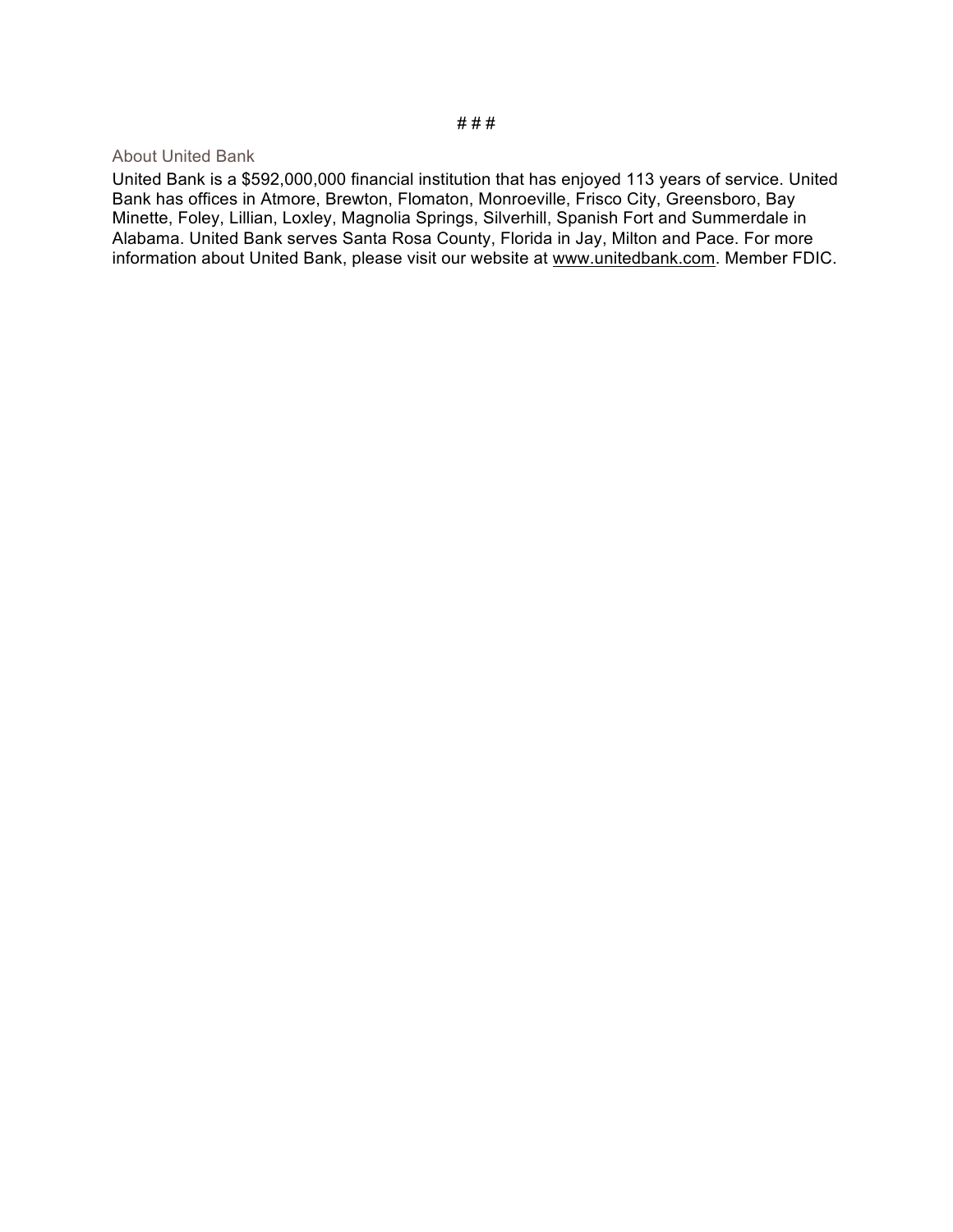# # #

## About United Bank

United Bank is a $592,000,000 financial institution that has enjoyed 113 years of service. United Bank has offices in Atmore, Brewton, Flomaton, Monroeville, Frisco City, Greensboro, Bay Minette, Foley, Lillian, Loxley, Magnolia Springs, Silverhill, Spanish Fort and Summerdale in Alabama. United Bank serves Santa Rosa County, Florida in Jay, Milton and Pace. For more information about United Bank, please visit our website at www.unitedbank.com. Member FDIC.